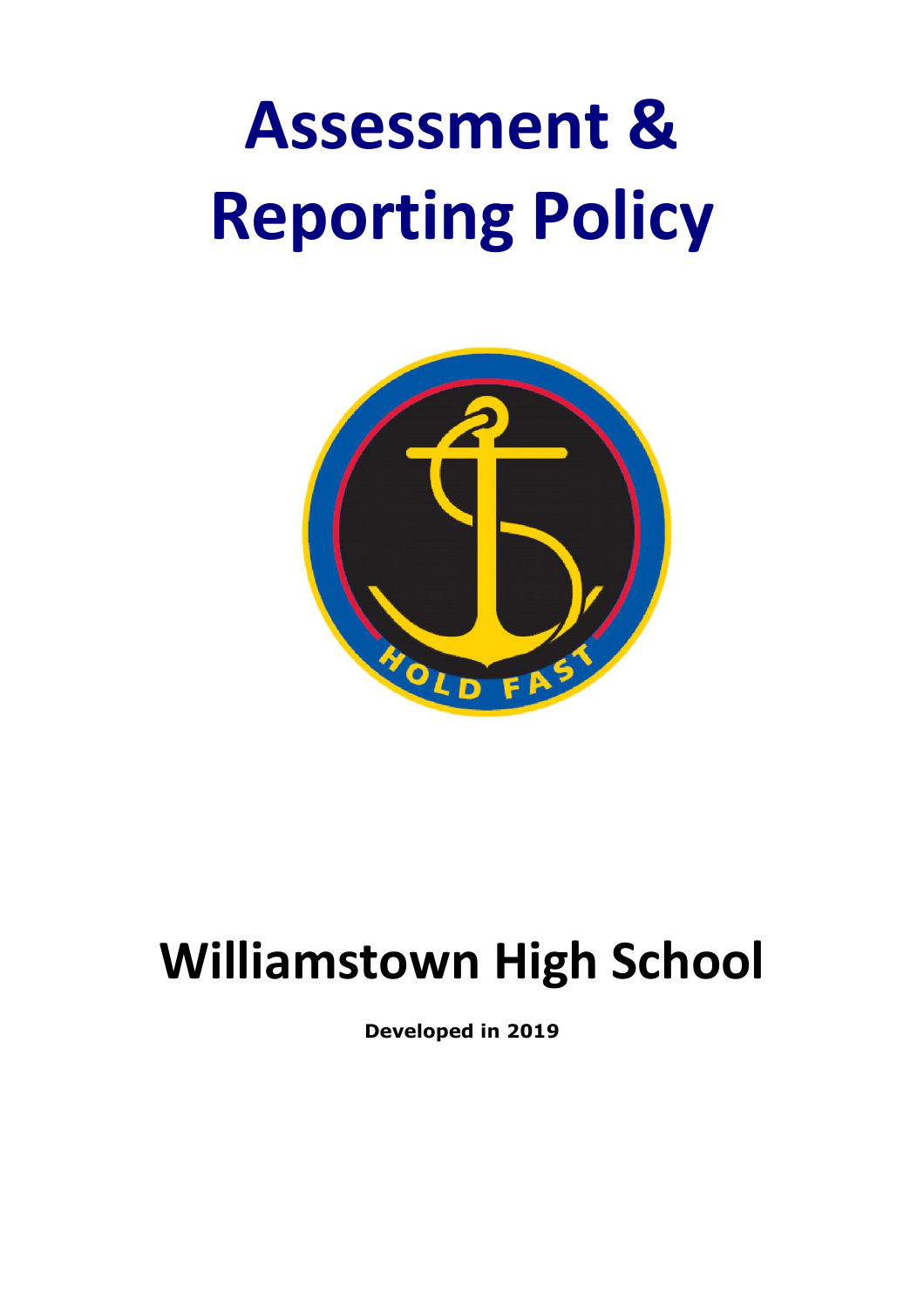# Assessment & Reporting Policy

# Williamstown High School

**Developed in 2019**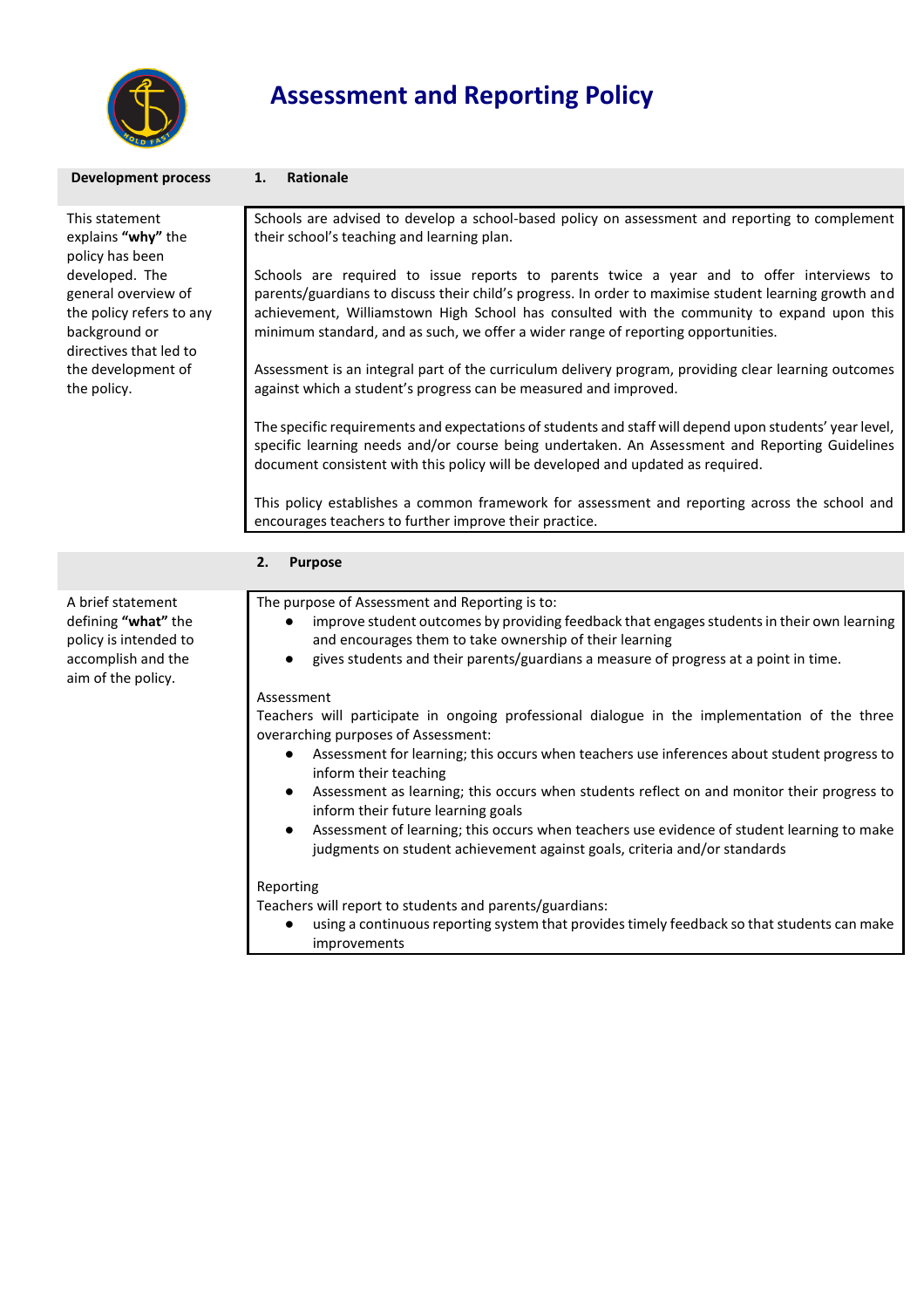# Assessment and Reporting Policy

| Development process | 1. Rationale |
|---|---|
| This statement explains **"why"** the policy has been developed. The general overview of the policy refers to any background or directives that led to the development of the policy. | Schools are advised to develop a school-based policy on assessment and reporting to complement their school's teaching and learning plan.<br><br>Schools are required to issue reports to parents twice a year and to offer interviews to parents/guardians to discuss their child's progress. In order to maximise student learning growth and achievement, Williamstown High School has consulted with the community to expand upon this minimum standard, and as such, we offer a wider range of reporting opportunities.<br><br>Assessment is an integral part of the curriculum delivery program, providing clear learning outcomes against which a student's progress can be measured and improved.<br><br>The specific requirements and expectations of students and staff will depend upon students' year level, specific learning needs and/or course being undertaken. An Assessment and Reporting Guidelines document consistent with this policy will be developed and updated as required.<br><br>This policy establishes a common framework for assessment and reporting across the school and encourages teachers to further improve their practice. |

| | 2. Purpose |
|---|---|
| A brief statement defining **"what"** the policy is intended to accomplish and the aim of the policy. | The purpose of Assessment and Reporting is to:<br>● improve student outcomes by providing feedback that engages students in their own learning and encourages them to take ownership of their learning<br>● gives students and their parents/guardians a measure of progress at a point in time.<br><br>Assessment<br>Teachers will participate in ongoing professional dialogue in the implementation of the three overarching purposes of Assessment:<br>● Assessment for learning; this occurs when teachers use inferences about student progress to inform their teaching<br>● Assessment as learning; this occurs when students reflect on and monitor their progress to inform their future learning goals<br>● Assessment of learning; this occurs when teachers use evidence of student learning to make judgments on student achievement against goals, criteria and/or standards<br><br>Reporting<br>Teachers will report to students and parents/guardians:<br>● using a continuous reporting system that provides timely feedback so that students can make improvements |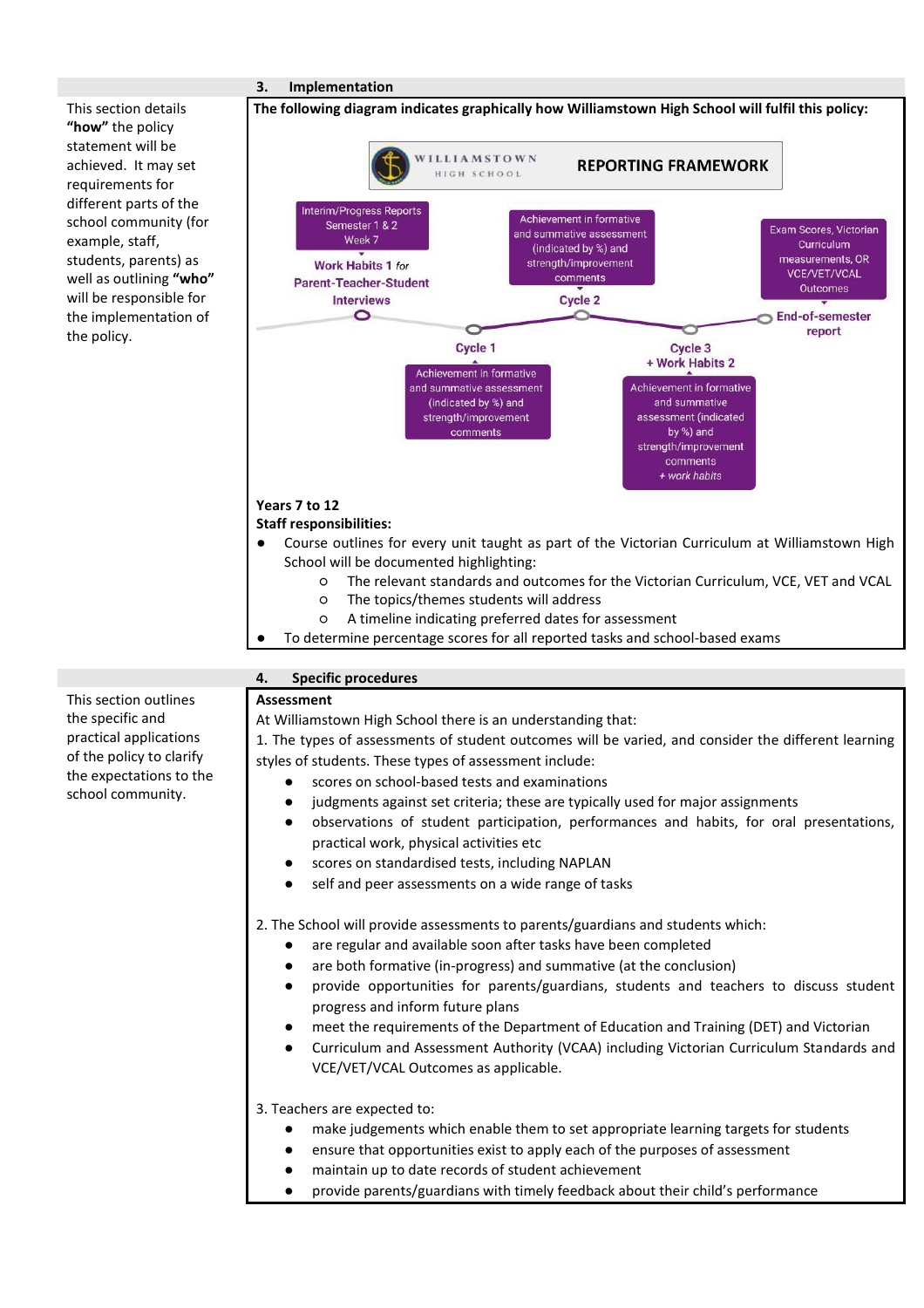## 3. Implementation

This section details **"how"** the policy statement will be achieved. It may set requirements for different parts of the school community (for example, staff, students, parents) as well as outlining **"who"** will be responsible for the implementation of the policy.

**The following diagram indicates graphically how Williamstown High School will fulfil this policy:**

WILLIAMSTOWN HIGH SCHOOL

REPORTING FRAMEWORK

Interim/Progress Reports Semester 1 & 2 Week 7

Work Habits 1 *for* Parent-Teacher-Student Interviews

Cycle 1

Achievement in formative and summative assessment (indicated by %) and strength/improvement comments

Achievement in formative and summative assessment (indicated by %) and strength/improvement comments

Cycle 2

Cycle 3 + Work Habits 2

Achievement in formative and summative assessment (indicated by %) and strength/improvement comments *+ work habits*

Exam Scores, Victorian Curriculum measurements, OR VCE/VET/VCAL Outcomes

End-of-semester report

**Years 7 to 12**

**Staff responsibilities:**

- Course outlines for every unit taught as part of the Victorian Curriculum at Williamstown High School will be documented highlighting:
  - The relevant standards and outcomes for the Victorian Curriculum, VCE, VET and VCAL
  - The topics/themes students will address
  - A timeline indicating preferred dates for assessment
- To determine percentage scores for all reported tasks and school-based exams

## 4. Specific procedures

This section outlines the specific and practical applications of the policy to clarify the expectations to the school community.

**Assessment**

At Williamstown High School there is an understanding that:

1. The types of assessments of student outcomes will be varied, and consider the different learning styles of students. These types of assessment include:
   - scores on school-based tests and examinations
   - judgments against set criteria; these are typically used for major assignments
   - observations of student participation, performances and habits, for oral presentations, practical work, physical activities etc
   - scores on standardised tests, including NAPLAN
   - self and peer assessments on a wide range of tasks

2. The School will provide assessments to parents/guardians and students which:
   - are regular and available soon after tasks have been completed
   - are both formative (in-progress) and summative (at the conclusion)
   - provide opportunities for parents/guardians, students and teachers to discuss student progress and inform future plans
   - meet the requirements of the Department of Education and Training (DET) and Victorian
   - Curriculum and Assessment Authority (VCAA) including Victorian Curriculum Standards and VCE/VET/VCAL Outcomes as applicable.

3. Teachers are expected to:
   - make judgements which enable them to set appropriate learning targets for students
   - ensure that opportunities exist to apply each of the purposes of assessment
   - maintain up to date records of student achievement
   - provide parents/guardians with timely feedback about their child's performance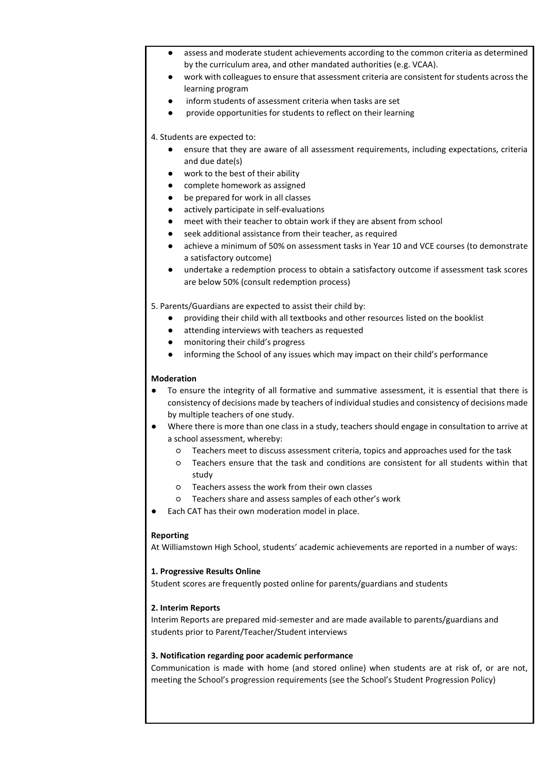- assess and moderate student achievements according to the common criteria as determined by the curriculum area, and other mandated authorities (e.g. VCAA).
- work with colleagues to ensure that assessment criteria are consistent for students across the learning program
- inform students of assessment criteria when tasks are set
- provide opportunities for students to reflect on their learning

4. Students are expected to:
   - ensure that they are aware of all assessment requirements, including expectations, criteria and due date(s)
   - work to the best of their ability
   - complete homework as assigned
   - be prepared for work in all classes
   - actively participate in self-evaluations
   - meet with their teacher to obtain work if they are absent from school
   - seek additional assistance from their teacher, as required
   - achieve a minimum of 50% on assessment tasks in Year 10 and VCE courses (to demonstrate a satisfactory outcome)
   - undertake a redemption process to obtain a satisfactory outcome if assessment task scores are below 50% (consult redemption process)

5. Parents/Guardians are expected to assist their child by:
   - providing their child with all textbooks and other resources listed on the booklist
   - attending interviews with teachers as requested
   - monitoring their child's progress
   - informing the School of any issues which may impact on their child's performance

**Moderation**

- To ensure the integrity of all formative and summative assessment, it is essential that there is consistency of decisions made by teachers of individual studies and consistency of decisions made by multiple teachers of one study.
- Where there is more than one class in a study, teachers should engage in consultation to arrive at a school assessment, whereby:
  - Teachers meet to discuss assessment criteria, topics and approaches used for the task
  - Teachers ensure that the task and conditions are consistent for all students within that study
  - Teachers assess the work from their own classes
  - Teachers share and assess samples of each other's work
- Each CAT has their own moderation model in place.

**Reporting**

At Williamstown High School, students' academic achievements are reported in a number of ways:

**1. Progressive Results Online**

Student scores are frequently posted online for parents/guardians and students

**2. Interim Reports**

Interim Reports are prepared mid-semester and are made available to parents/guardians and students prior to Parent/Teacher/Student interviews

**3. Notification regarding poor academic performance**

Communication is made with home (and stored online) when students are at risk of, or are not, meeting the School's progression requirements (see the School's Student Progression Policy)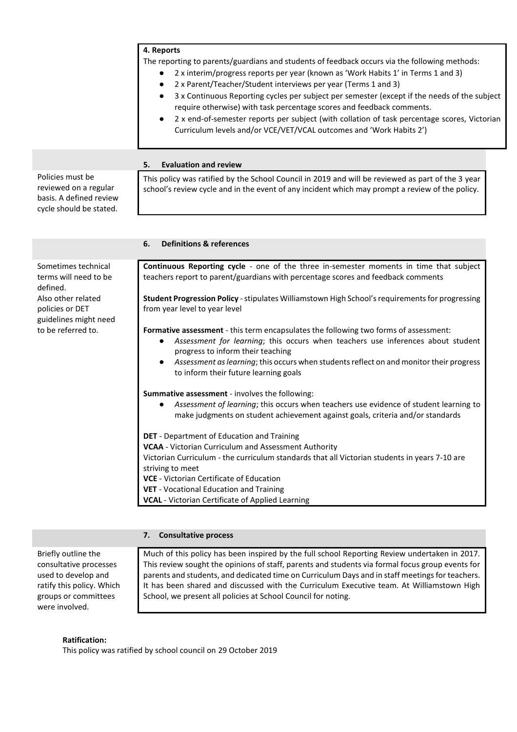**4. Reports**

The reporting to parents/guardians and students of feedback occurs via the following methods:

- 2 x interim/progress reports per year (known as 'Work Habits 1' in Terms 1 and 3)
- 2 x Parent/Teacher/Student interviews per year (Terms 1 and 3)
- 3 x Continuous Reporting cycles per subject per semester (except if the needs of the subject require otherwise) with task percentage scores and feedback comments.
- 2 x end-of-semester reports per subject (with collation of task percentage scores, Victorian Curriculum levels and/or VCE/VET/VCAL outcomes and 'Work Habits 2')

## 5. Evaluation and review

Policies must be reviewed on a regular basis. A defined review cycle should be stated.

This policy was ratified by the School Council in 2019 and will be reviewed as part of the 3 year school's review cycle and in the event of any incident which may prompt a review of the policy.

## 6. Definitions & references

Sometimes technical terms will need to be defined.
Also other related policies or DET guidelines might need to be referred to.

**Continuous Reporting cycle** - one of the three in-semester moments in time that subject teachers report to parent/guardians with percentage scores and feedback comments

**Student Progression Policy** - stipulates Williamstown High School's requirements for progressing from year level to year level

**Formative assessment** - this term encapsulates the following two forms of assessment:

- *Assessment for learning*; this occurs when teachers use inferences about student progress to inform their teaching
- *Assessment as learning*; this occurs when students reflect on and monitor their progress to inform their future learning goals

**Summative assessment** - involves the following:

- *Assessment of learning*; this occurs when teachers use evidence of student learning to make judgments on student achievement against goals, criteria and/or standards

**DET** - Department of Education and Training
**VCAA** - Victorian Curriculum and Assessment Authority
Victorian Curriculum - the curriculum standards that all Victorian students in years 7-10 are striving to meet
**VCE** - Victorian Certificate of Education
**VET** - Vocational Education and Training
**VCAL** - Victorian Certificate of Applied Learning

## 7. Consultative process

Briefly outline the consultative processes used to develop and ratify this policy. Which groups or committees were involved.

Much of this policy has been inspired by the full school Reporting Review undertaken in 2017. This review sought the opinions of staff, parents and students via formal focus group events for parents and students, and dedicated time on Curriculum Days and in staff meetings for teachers. It has been shared and discussed with the Curriculum Executive team. At Williamstown High School, we present all policies at School Council for noting.

**Ratification:**
This policy was ratified by school council on 29 October 2019